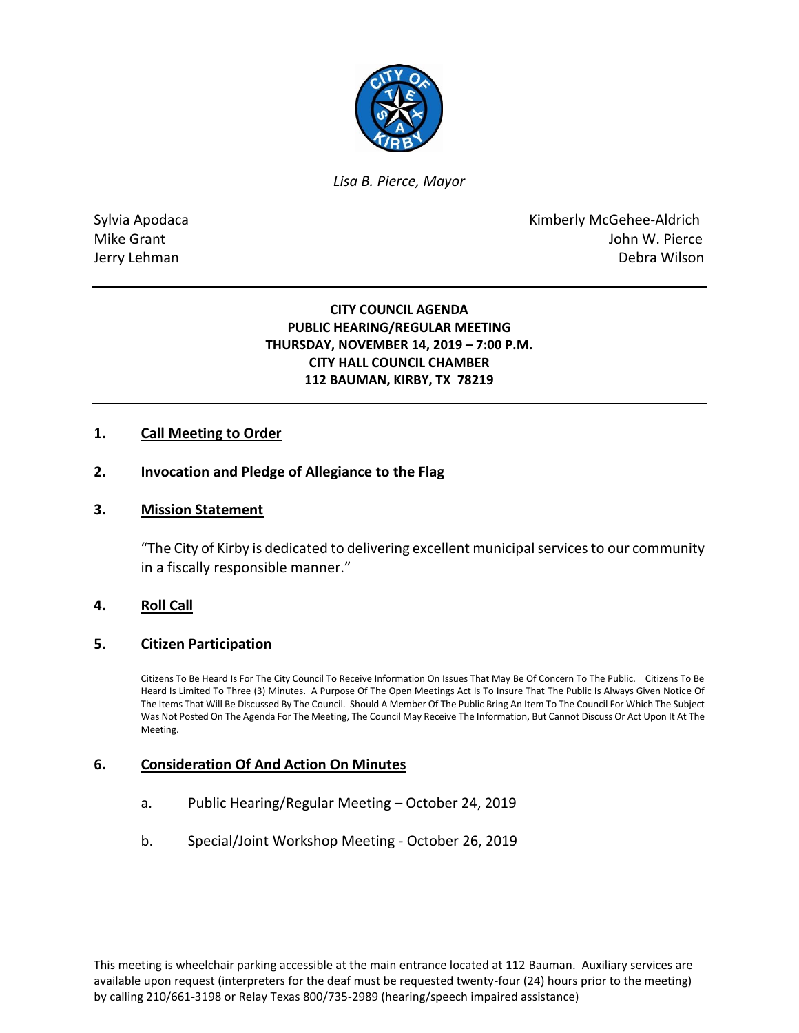*Lisa B. Pierce, Mayor*

Sylvia Apodaca
Mike Grant
Jerry Lehman

Kimberly McGehee-Aldrich
John W. Pierce
Debra Wilson

---

**CITY COUNCIL AGENDA**
**PUBLIC HEARING/REGULAR MEETING**
**THURSDAY, NOVEMBER 14, 2019 – 7:00 P.M.**
**CITY HALL COUNCIL CHAMBER**
**112 BAUMAN, KIRBY, TX 78219**

---

## 1. Call Meeting to Order

## 2. Invocation and Pledge of Allegiance to the Flag

## 3. Mission Statement

"The City of Kirby is dedicated to delivering excellent municipal services to our community in a fiscally responsible manner."

## 4. Roll Call

## 5. Citizen Participation

Citizens To Be Heard Is For The City Council To Receive Information On Issues That May Be Of Concern To The Public. Citizens To Be Heard Is Limited To Three (3) Minutes. A Purpose Of The Open Meetings Act Is To Insure That The Public Is Always Given Notice Of The Items That Will Be Discussed By The Council. Should A Member Of The Public Bring An Item To The Council For Which The Subject Was Not Posted On The Agenda For The Meeting, The Council May Receive The Information, But Cannot Discuss Or Act Upon It At The Meeting.

## 6. Consideration Of And Action On Minutes

a. Public Hearing/Regular Meeting – October 24, 2019

b. Special/Joint Workshop Meeting - October 26, 2019

This meeting is wheelchair parking accessible at the main entrance located at 112 Bauman. Auxiliary services are available upon request (interpreters for the deaf must be requested twenty-four (24) hours prior to the meeting) by calling 210/661-3198 or Relay Texas 800/735-2989 (hearing/speech impaired assistance)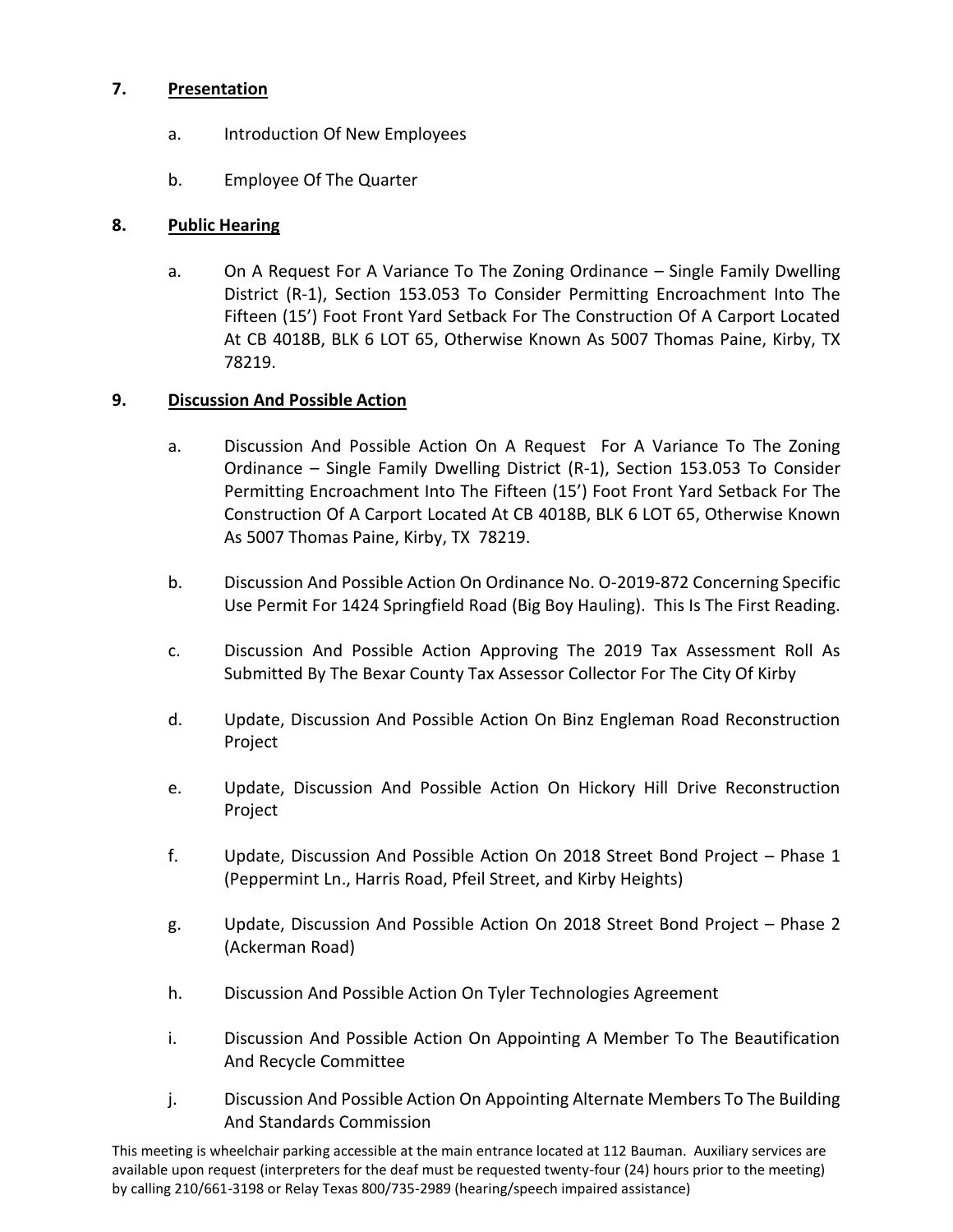7. **Presentation**

   a. Introduction Of New Employees

   b. Employee Of The Quarter

8. **Public Hearing**

   a. On A Request For A Variance To The Zoning Ordinance – Single Family Dwelling District (R-1), Section 153.053 To Consider Permitting Encroachment Into The Fifteen (15') Foot Front Yard Setback For The Construction Of A Carport Located At CB 4018B, BLK 6 LOT 65, Otherwise Known As 5007 Thomas Paine, Kirby, TX 78219.

9. **Discussion And Possible Action**

   a. Discussion And Possible Action On A Request For A Variance To The Zoning Ordinance – Single Family Dwelling District (R-1), Section 153.053 To Consider Permitting Encroachment Into The Fifteen (15') Foot Front Yard Setback For The Construction Of A Carport Located At CB 4018B, BLK 6 LOT 65, Otherwise Known As 5007 Thomas Paine, Kirby, TX 78219.

   b. Discussion And Possible Action On Ordinance No. O-2019-872 Concerning Specific Use Permit For 1424 Springfield Road (Big Boy Hauling). This Is The First Reading.

   c. Discussion And Possible Action Approving The 2019 Tax Assessment Roll As Submitted By The Bexar County Tax Assessor Collector For The City Of Kirby

   d. Update, Discussion And Possible Action On Binz Engleman Road Reconstruction Project

   e. Update, Discussion And Possible Action On Hickory Hill Drive Reconstruction Project

   f. Update, Discussion And Possible Action On 2018 Street Bond Project – Phase 1 (Peppermint Ln., Harris Road, Pfeil Street, and Kirby Heights)

   g. Update, Discussion And Possible Action On 2018 Street Bond Project – Phase 2 (Ackerman Road)

   h. Discussion And Possible Action On Tyler Technologies Agreement

   i. Discussion And Possible Action On Appointing A Member To The Beautification And Recycle Committee

   j. Discussion And Possible Action On Appointing Alternate Members To The Building And Standards Commission

This meeting is wheelchair parking accessible at the main entrance located at 112 Bauman. Auxiliary services are available upon request (interpreters for the deaf must be requested twenty-four (24) hours prior to the meeting) by calling 210/661-3198 or Relay Texas 800/735-2989 (hearing/speech impaired assistance)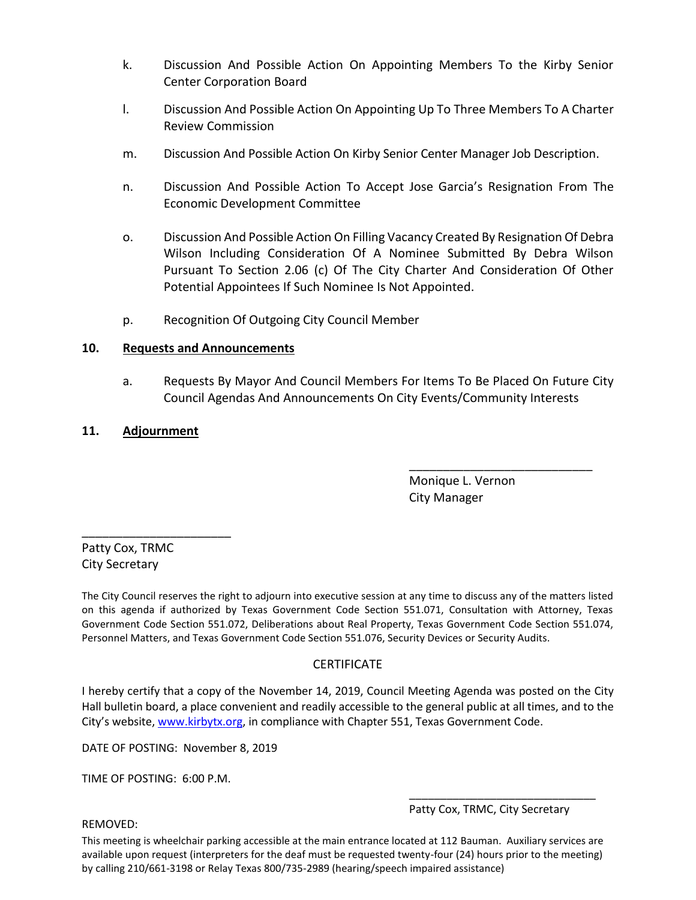k. Discussion And Possible Action On Appointing Members To the Kirby Senior Center Corporation Board

l. Discussion And Possible Action On Appointing Up To Three Members To A Charter Review Commission

m. Discussion And Possible Action On Kirby Senior Center Manager Job Description.

n. Discussion And Possible Action To Accept Jose Garcia's Resignation From The Economic Development Committee

o. Discussion And Possible Action On Filling Vacancy Created By Resignation Of Debra Wilson Including Consideration Of A Nominee Submitted By Debra Wilson Pursuant To Section 2.06 (c) Of The City Charter And Consideration Of Other Potential Appointees If Such Nominee Is Not Appointed.

p. Recognition Of Outgoing City Council Member

**10. <u>Requests and Announcements</u>**

a. Requests By Mayor And Council Members For Items To Be Placed On Future City Council Agendas And Announcements On City Events/Community Interests

**11. <u>Adjournment</u>**

\_\_\_\_\_\_\_\_\_\_\_\_\_\_\_\_\_\_\_\_\_\_\_\_\_\_\_\_
Monique L. Vernon
City Manager

\_\_\_\_\_\_\_\_\_\_\_\_\_\_\_\_\_\_\_\_\_\_\_
Patty Cox, TRMC
City Secretary

The City Council reserves the right to adjourn into executive session at any time to discuss any of the matters listed on this agenda if authorized by Texas Government Code Section 551.071, Consultation with Attorney, Texas Government Code Section 551.072, Deliberations about Real Property, Texas Government Code Section 551.074, Personnel Matters, and Texas Government Code Section 551.076, Security Devices or Security Audits.

CERTIFICATE

I hereby certify that a copy of the November 14, 2019, Council Meeting Agenda was posted on the City Hall bulletin board, a place convenient and readily accessible to the general public at all times, and to the City's website, [www.kirbytx.org](http://www.kirbytx.org), in compliance with Chapter 551, Texas Government Code.

DATE OF POSTING: November 8, 2019

TIME OF POSTING: 6:00 P.M.

\_\_\_\_\_\_\_\_\_\_\_\_\_\_\_\_\_\_\_\_\_\_\_\_\_\_\_\_\_\_
Patty Cox, TRMC, City Secretary

REMOVED:

This meeting is wheelchair parking accessible at the main entrance located at 112 Bauman. Auxiliary services are available upon request (interpreters for the deaf must be requested twenty-four (24) hours prior to the meeting) by calling 210/661-3198 or Relay Texas 800/735-2989 (hearing/speech impaired assistance)